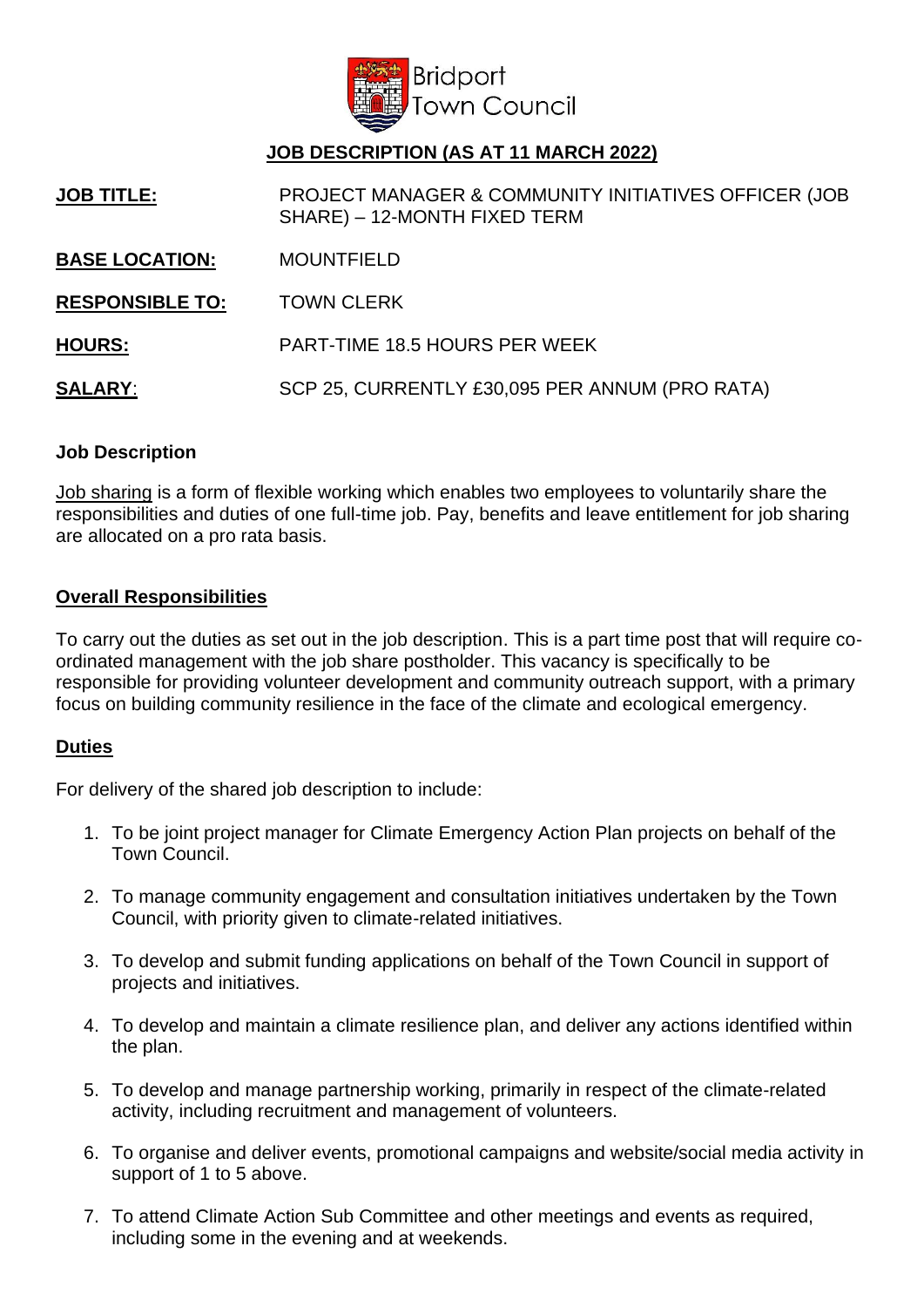Bridport Town Council

**JOB DESCRIPTION (AS AT 11 MARCH 2022)**

| | |
|---|---|
| **JOB TITLE:** | PROJECT MANAGER & COMMUNITY INITIATIVES OFFICER (JOB SHARE) – 12-MONTH FIXED TERM |
| **BASE LOCATION:** | MOUNTFIELD |
| **RESPONSIBLE TO:** | TOWN CLERK |
| **HOURS:** | PART-TIME 18.5 HOURS PER WEEK |
| **SALARY**: | SCP 25, CURRENTLY £30,095 PER ANNUM (PRO RATA) |

**Job Description**

Job sharing is a form of flexible working which enables two employees to voluntarily share the responsibilities and duties of one full-time job. Pay, benefits and leave entitlement for job sharing are allocated on a pro rata basis.

**Overall Responsibilities**

To carry out the duties as set out in the job description. This is a part time post that will require co-ordinated management with the job share postholder. This vacancy is specifically to be responsible for providing volunteer development and community outreach support, with a primary focus on building community resilience in the face of the climate and ecological emergency.

**Duties**

For delivery of the shared job description to include:

1. To be joint project manager for Climate Emergency Action Plan projects on behalf of the Town Council.
2. To manage community engagement and consultation initiatives undertaken by the Town Council, with priority given to climate-related initiatives.
3. To develop and submit funding applications on behalf of the Town Council in support of projects and initiatives.
4. To develop and maintain a climate resilience plan, and deliver any actions identified within the plan.
5. To develop and manage partnership working, primarily in respect of the climate-related activity, including recruitment and management of volunteers.
6. To organise and deliver events, promotional campaigns and website/social media activity in support of 1 to 5 above.
7. To attend Climate Action Sub Committee and other meetings and events as required, including some in the evening and at weekends.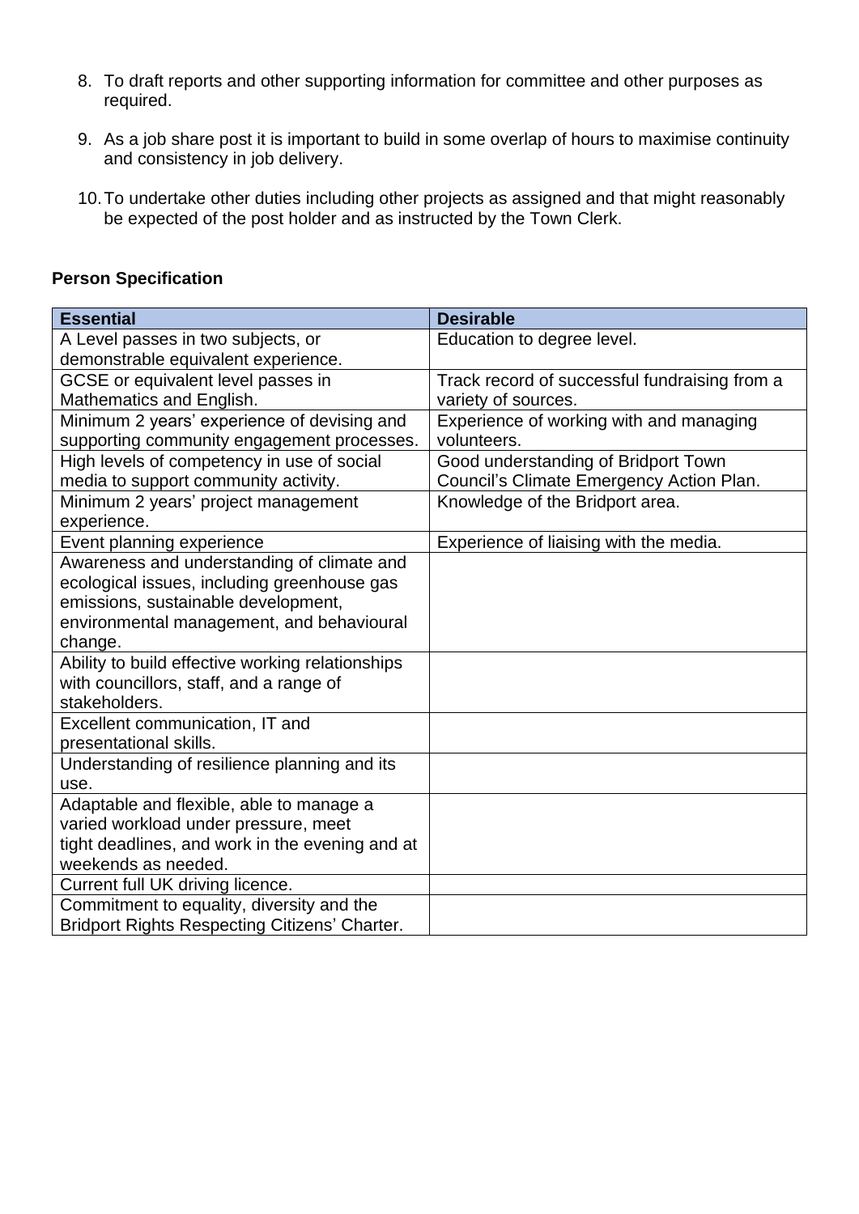8. To draft reports and other supporting information for committee and other purposes as required.

9. As a job share post it is important to build in some overlap of hours to maximise continuity and consistency in job delivery.

10. To undertake other duties including other projects as assigned and that might reasonably be expected of the post holder and as instructed by the Town Clerk.

**Person Specification**

| Essential | Desirable |
|---|---|
| A Level passes in two subjects, or demonstrable equivalent experience. | Education to degree level. |
| GCSE or equivalent level passes in Mathematics and English. | Track record of successful fundraising from a variety of sources. |
| Minimum 2 years' experience of devising and supporting community engagement processes. | Experience of working with and managing volunteers. |
| High levels of competency in use of social media to support community activity. | Good understanding of Bridport Town Council's Climate Emergency Action Plan. |
| Minimum 2 years' project management experience. | Knowledge of the Bridport area. |
| Event planning experience | Experience of liaising with the media. |
| Awareness and understanding of climate and ecological issues, including greenhouse gas emissions, sustainable development, environmental management, and behavioural change. | |
| Ability to build effective working relationships with councillors, staff, and a range of stakeholders. | |
| Excellent communication, IT and presentational skills. | |
| Understanding of resilience planning and its use. | |
| Adaptable and flexible, able to manage a varied workload under pressure, meet tight deadlines, and work in the evening and at weekends as needed. | |
| Current full UK driving licence. | |
| Commitment to equality, diversity and the Bridport Rights Respecting Citizens' Charter. | |